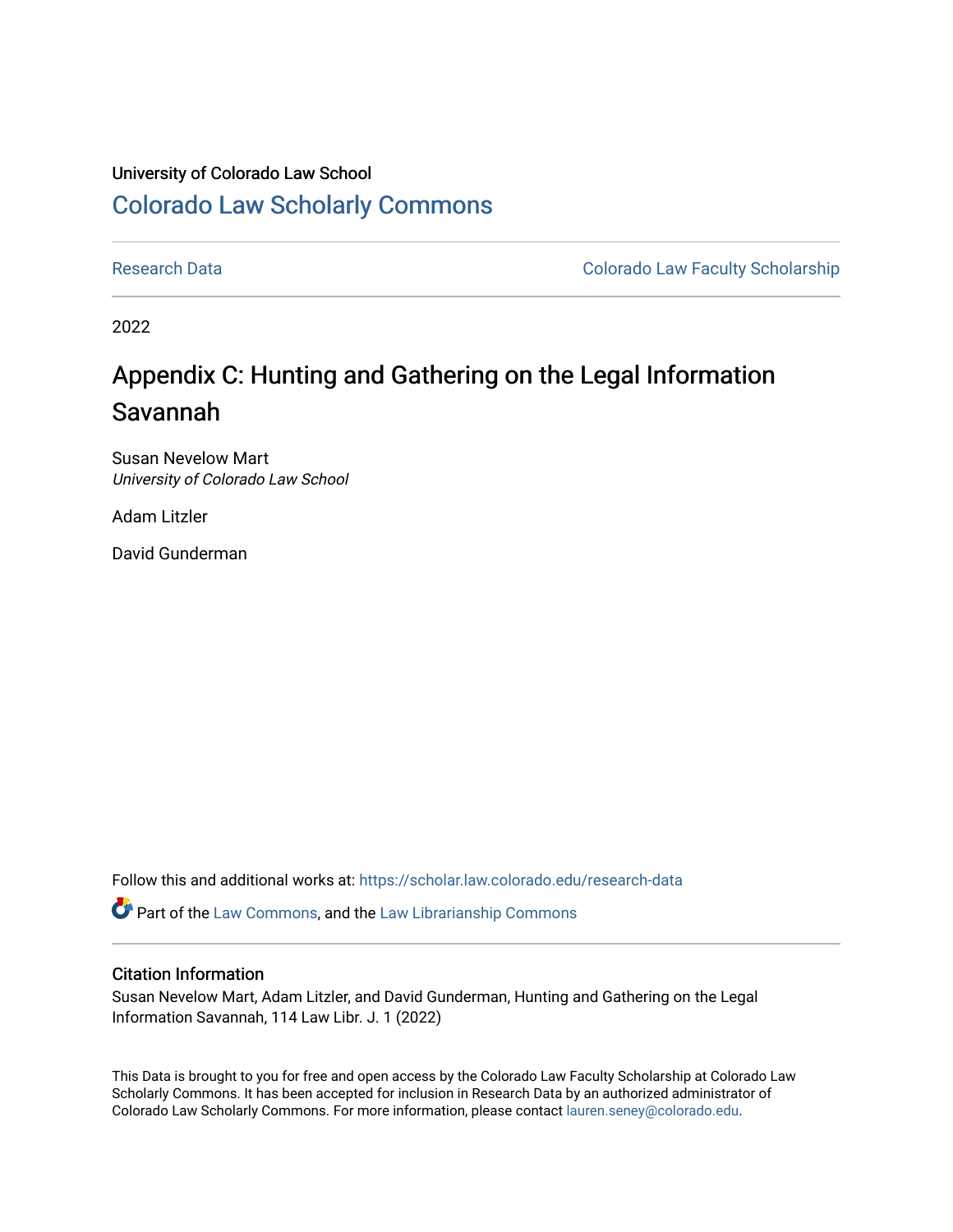University of Colorado Law School

# Colorado Law Scholarly Commons

Research Data | Colorado Law Faculty Scholarship

2022

## Appendix C: Hunting and Gathering on the Legal Information Savannah

Susan Nevelow Mart
*University of Colorado Law School*

Adam Litzler

David Gunderman

Follow this and additional works at: https://scholar.law.colorado.edu/research-data

Part of the Law Commons, and the Law Librarianship Commons

### Citation Information

Susan Nevelow Mart, Adam Litzler, and David Gunderman, Hunting and Gathering on the Legal Information Savannah, 114 Law Libr. J. 1 (2022)

This Data is brought to you for free and open access by the Colorado Law Faculty Scholarship at Colorado Law Scholarly Commons. It has been accepted for inclusion in Research Data by an authorized administrator of Colorado Law Scholarly Commons. For more information, please contact lauren.seney@colorado.edu.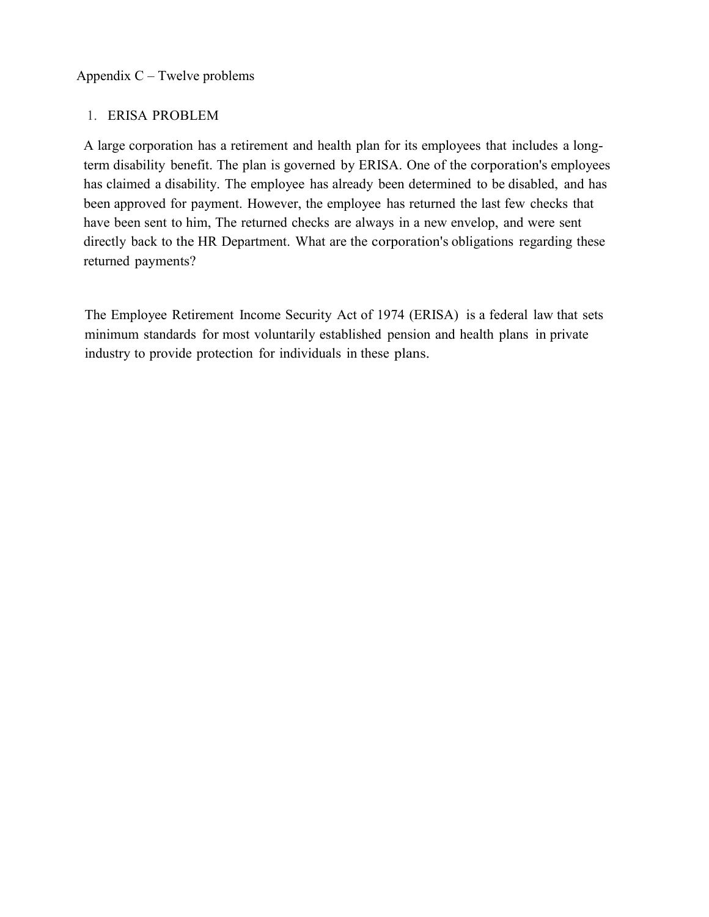Appendix C – Twelve problems

1. ERISA PROBLEM

A large corporation has a retirement and health plan for its employees that includes a long-term disability benefit. The plan is governed by ERISA. One of the corporation's employees has claimed a disability. The employee has already been determined to be disabled, and has been approved for payment. However, the employee has returned the last few checks that have been sent to him, The returned checks are always in a new envelop, and were sent directly back to the HR Department. What are the corporation's obligations regarding these returned payments?

The Employee Retirement Income Security Act of 1974 (ERISA) is a federal law that sets minimum standards for most voluntarily established pension and health plans in private industry to provide protection for individuals in these plans.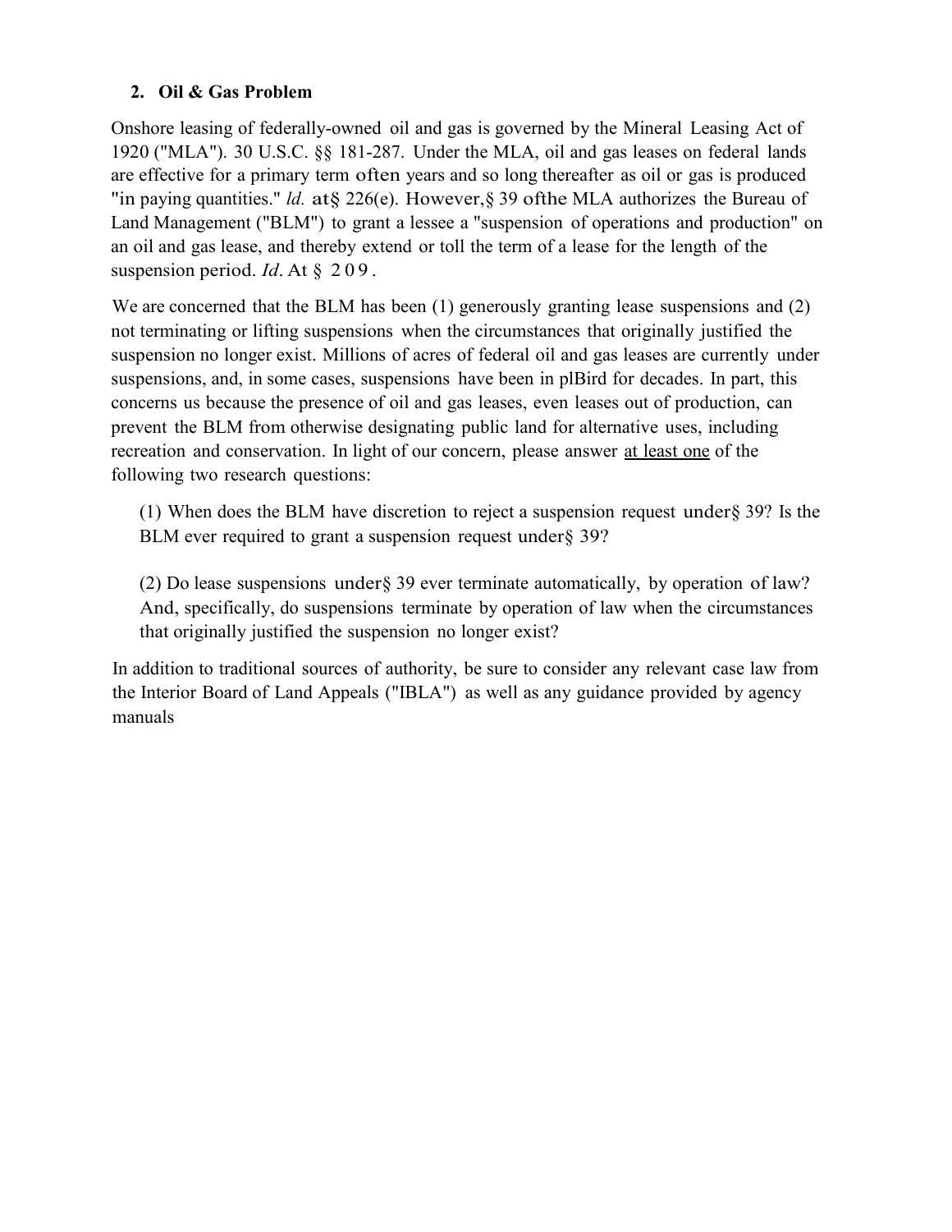## 2. Oil & Gas Problem

Onshore leasing of federally-owned oil and gas is governed by the Mineral Leasing Act of 1920 ("MLA"). 30 U.S.C. §§ 181-287. Under the MLA, oil and gas leases on federal lands are effective for a primary term often years and so long thereafter as oil or gas is produced "in paying quantities." *ld.* at§ 226(e). However,§ 39 ofthe MLA authorizes the Bureau of Land Management ("BLM") to grant a lessee a "suspension of operations and production" on an oil and gas lease, and thereby extend or toll the term of a lease for the length of the suspension period. *Id*. At § 209.

We are concerned that the BLM has been (1) generously granting lease suspensions and (2) not terminating or lifting suspensions when the circumstances that originally justified the suspension no longer exist. Millions of acres of federal oil and gas leases are currently under suspensions, and, in some cases, suspensions have been in plBird for decades. In part, this concerns us because the presence of oil and gas leases, even leases out of production, can prevent the BLM from otherwise designating public land for alternative uses, including recreation and conservation. In light of our concern, please answer <u>at least one</u> of the following two research questions:

> (1) When does the BLM have discretion to reject a suspension request under§ 39? Is the BLM ever required to grant a suspension request under§ 39?
>
> (2) Do lease suspensions under§ 39 ever terminate automatically, by operation of law? And, specifically, do suspensions terminate by operation of law when the circumstances that originally justified the suspension no longer exist?

In addition to traditional sources of authority, be sure to consider any relevant case law from the Interior Board of Land Appeals ("IBLA") as well as any guidance provided by agency manuals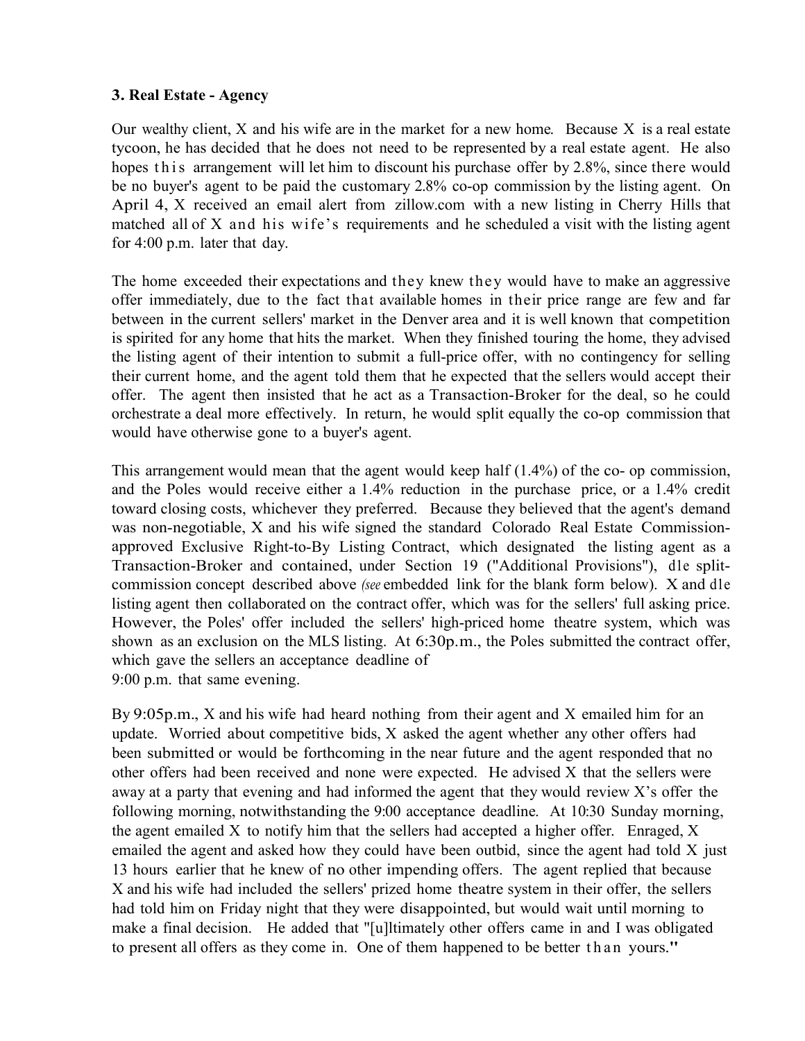### 3. Real Estate - Agency

Our wealthy client, X and his wife are in the market for a new home. Because X is a real estate tycoon, he has decided that he does not need to be represented by a real estate agent. He also hopes this arrangement will let him to discount his purchase offer by 2.8%, since there would be no buyer's agent to be paid the customary 2.8% co-op commission by the listing agent. On April 4, X received an email alert from zillow.com with a new listing in Cherry Hills that matched all of X and his wife's requirements and he scheduled a visit with the listing agent for 4:00 p.m. later that day.

The home exceeded their expectations and they knew they would have to make an aggressive offer immediately, due to the fact that available homes in their price range are few and far between in the current sellers' market in the Denver area and it is well known that competition is spirited for any home that hits the market. When they finished touring the home, they advised the listing agent of their intention to submit a full-price offer, with no contingency for selling their current home, and the agent told them that he expected that the sellers would accept their offer. The agent then insisted that he act as a Transaction-Broker for the deal, so he could orchestrate a deal more effectively. In return, he would split equally the co-op commission that would have otherwise gone to a buyer's agent.

This arrangement would mean that the agent would keep half (1.4%) of the co- op commission, and the Poles would receive either a 1.4% reduction in the purchase price, or a 1.4% credit toward closing costs, whichever they preferred. Because they believed that the agent's demand was non-negotiable, X and his wife signed the standard Colorado Real Estate Commission-approved Exclusive Right-to-By Listing Contract, which designated the listing agent as a Transaction-Broker and contained, under Section 19 ("Additional Provisions"), d1e split-commission concept described above *(see* embedded link for the blank form below). X and d1e listing agent then collaborated on the contract offer, which was for the sellers' full asking price. However, the Poles' offer included the sellers' high-priced home theatre system, which was shown as an exclusion on the MLS listing. At 6:30p.m., the Poles submitted the contract offer, which gave the sellers an acceptance deadline of 9:00 p.m. that same evening.

By 9:05p.m., X and his wife had heard nothing from their agent and X emailed him for an update. Worried about competitive bids, X asked the agent whether any other offers had been submitted or would be forthcoming in the near future and the agent responded that no other offers had been received and none were expected. He advised X that the sellers were away at a party that evening and had informed the agent that they would review X's offer the following morning, notwithstanding the 9:00 acceptance deadline. At 10:30 Sunday morning, the agent emailed X to notify him that the sellers had accepted a higher offer. Enraged, X emailed the agent and asked how they could have been outbid, since the agent had told X just 13 hours earlier that he knew of no other impending offers. The agent replied that because X and his wife had included the sellers' prized home theatre system in their offer, the sellers had told him on Friday night that they were disappointed, but would wait until morning to make a final decision. He added that "[u]ltimately other offers came in and I was obligated to present all offers as they come in. One of them happened to be better than yours."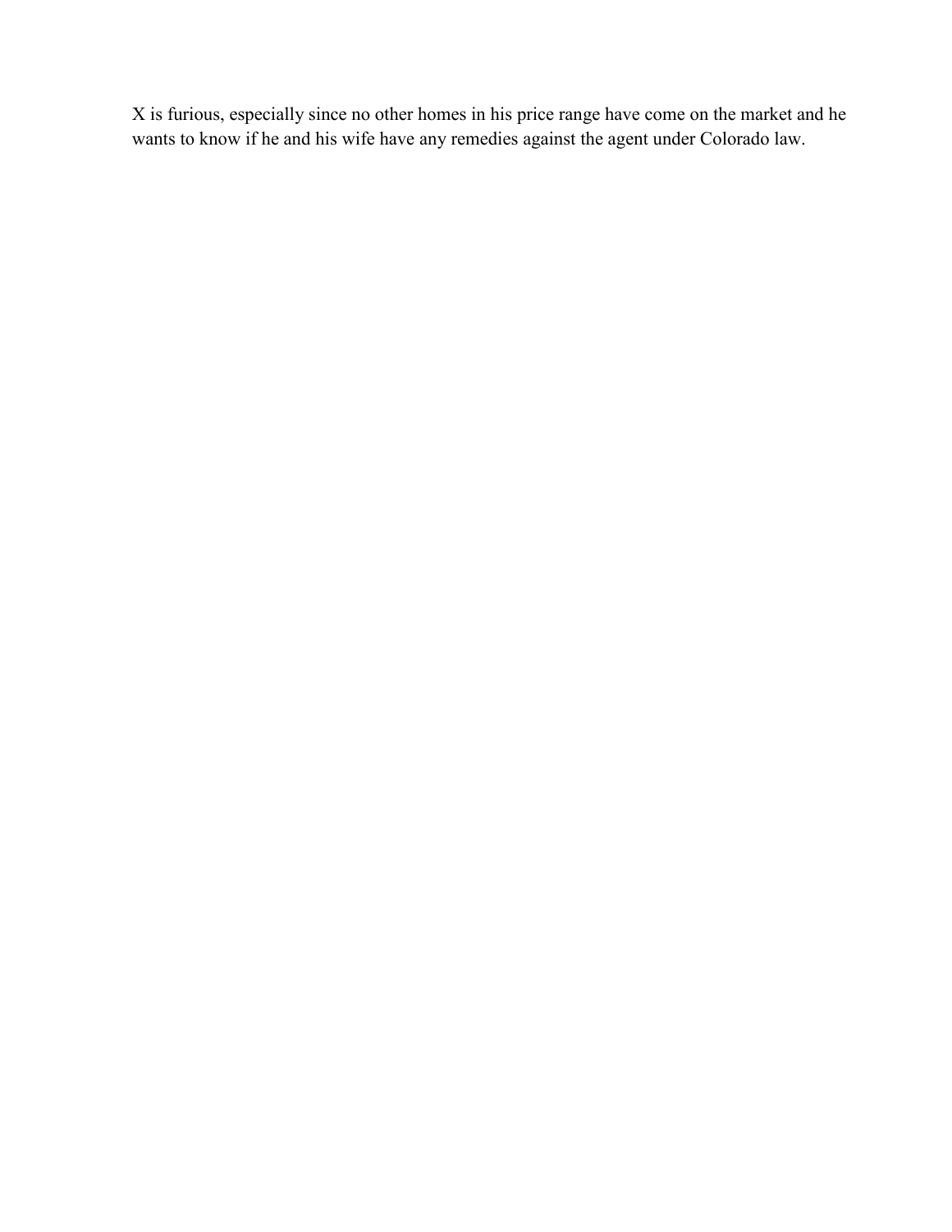X is furious, especially since no other homes in his price range have come on the market and he wants to know if he and his wife have any remedies against the agent under Colorado law.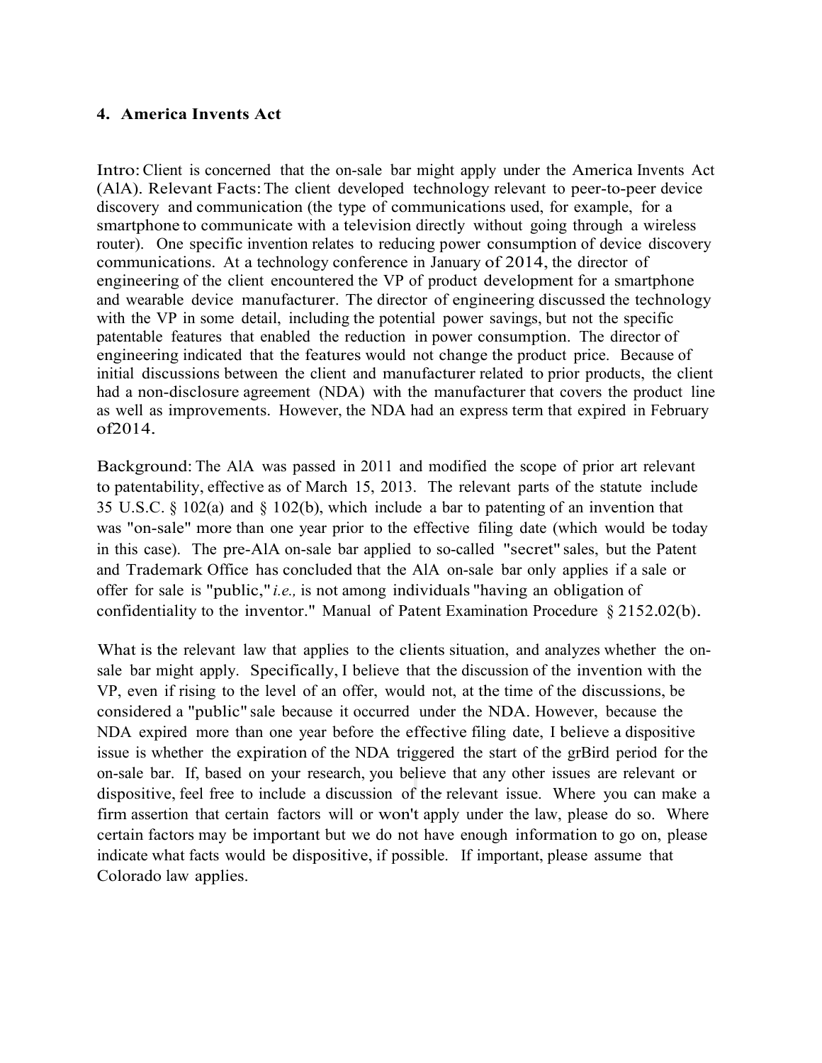### 4. America Invents Act

Intro: Client is concerned that the on-sale bar might apply under the America Invents Act (AlA). Relevant Facts: The client developed technology relevant to peer-to-peer device discovery and communication (the type of communications used, for example, for a smartphone to communicate with a television directly without going through a wireless router). One specific invention relates to reducing power consumption of device discovery communications. At a technology conference in January of 2014, the director of engineering of the client encountered the VP of product development for a smartphone and wearable device manufacturer. The director of engineering discussed the technology with the VP in some detail, including the potential power savings, but not the specific patentable features that enabled the reduction in power consumption. The director of engineering indicated that the features would not change the product price. Because of initial discussions between the client and manufacturer related to prior products, the client had a non-disclosure agreement (NDA) with the manufacturer that covers the product line as well as improvements. However, the NDA had an express term that expired in February of2014.

Background: The AlA was passed in 2011 and modified the scope of prior art relevant to patentability, effective as of March 15, 2013. The relevant parts of the statute include 35 U.S.C. § 102(a) and § 102(b), which include a bar to patenting of an invention that was "on-sale" more than one year prior to the effective filing date (which would be today in this case). The pre-AlA on-sale bar applied to so-called "secret" sales, but the Patent and Trademark Office has concluded that the AlA on-sale bar only applies if a sale or offer for sale is "public," *i.e.,* is not among individuals "having an obligation of confidentiality to the inventor." Manual of Patent Examination Procedure § 2152.02(b).

What is the relevant law that applies to the clients situation, and analyzes whether the on-sale bar might apply. Specifically, I believe that the discussion of the invention with the VP, even if rising to the level of an offer, would not, at the time of the discussions, be considered a "public" sale because it occurred under the NDA. However, because the NDA expired more than one year before the effective filing date, I believe a dispositive issue is whether the expiration of the NDA triggered the start of the grBird period for the on-sale bar. If, based on your research, you believe that any other issues are relevant or dispositive, feel free to include a discussion of the relevant issue. Where you can make a firm assertion that certain factors will or won't apply under the law, please do so. Where certain factors may be important but we do not have enough information to go on, please indicate what facts would be dispositive, if possible. If important, please assume that Colorado law applies.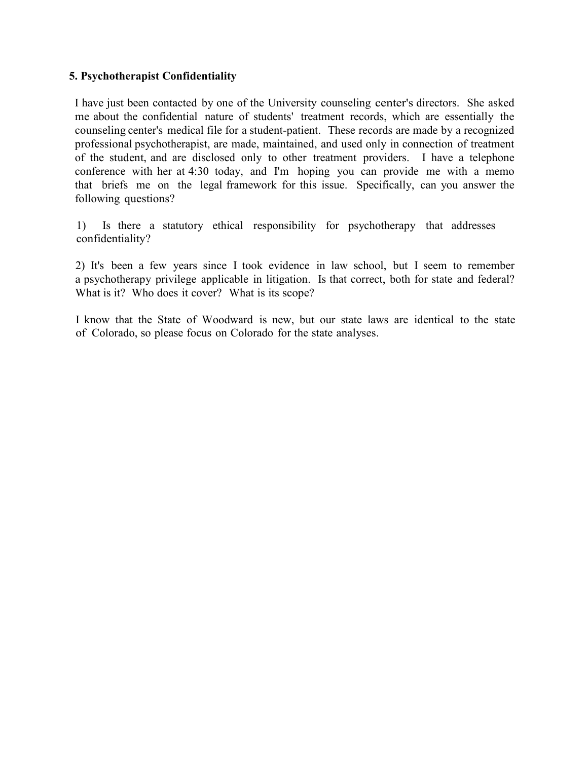## 5. Psychotherapist Confidentiality

I have just been contacted by one of the University counseling center's directors. She asked me about the confidential nature of students' treatment records, which are essentially the counseling center's medical file for a student-patient. These records are made by a recognized professional psychotherapist, are made, maintained, and used only in connection of treatment of the student, and are disclosed only to other treatment providers. I have a telephone conference with her at 4:30 today, and I'm hoping you can provide me with a memo that briefs me on the legal framework for this issue. Specifically, can you answer the following questions?

1) Is there a statutory ethical responsibility for psychotherapy that addresses confidentiality?

2) It's been a few years since I took evidence in law school, but I seem to remember a psychotherapy privilege applicable in litigation. Is that correct, both for state and federal? What is it? Who does it cover? What is its scope?

I know that the State of Woodward is new, but our state laws are identical to the state of Colorado, so please focus on Colorado for the state analyses.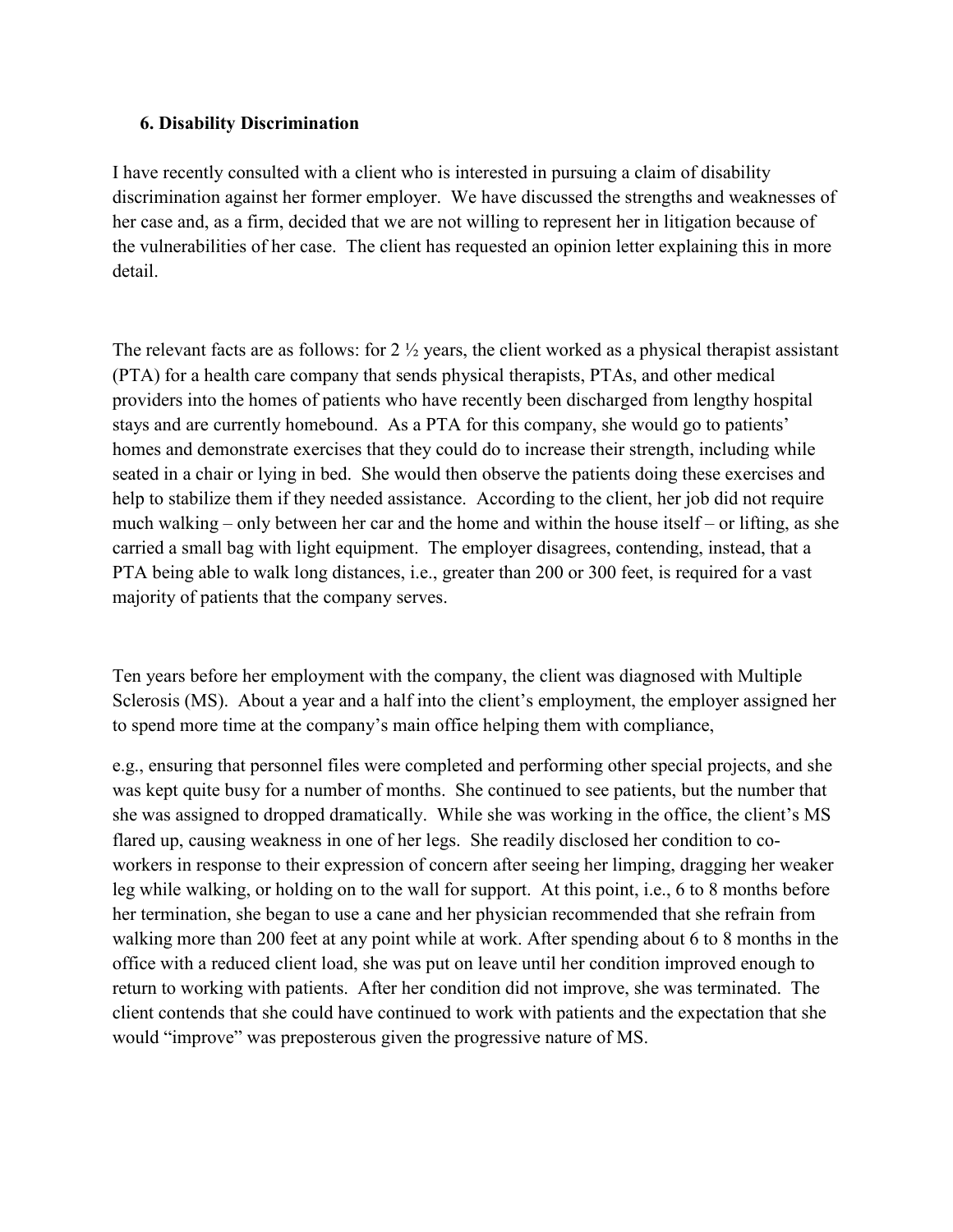### 6. Disability Discrimination

I have recently consulted with a client who is interested in pursuing a claim of disability discrimination against her former employer. We have discussed the strengths and weaknesses of her case and, as a firm, decided that we are not willing to represent her in litigation because of the vulnerabilities of her case. The client has requested an opinion letter explaining this in more detail.

The relevant facts are as follows: for 2 ½ years, the client worked as a physical therapist assistant (PTA) for a health care company that sends physical therapists, PTAs, and other medical providers into the homes of patients who have recently been discharged from lengthy hospital stays and are currently homebound. As a PTA for this company, she would go to patients' homes and demonstrate exercises that they could do to increase their strength, including while seated in a chair or lying in bed. She would then observe the patients doing these exercises and help to stabilize them if they needed assistance. According to the client, her job did not require much walking – only between her car and the home and within the house itself – or lifting, as she carried a small bag with light equipment. The employer disagrees, contending, instead, that a PTA being able to walk long distances, i.e., greater than 200 or 300 feet, is required for a vast majority of patients that the company serves.

Ten years before her employment with the company, the client was diagnosed with Multiple Sclerosis (MS). About a year and a half into the client's employment, the employer assigned her to spend more time at the company's main office helping them with compliance,

e.g., ensuring that personnel files were completed and performing other special projects, and she was kept quite busy for a number of months. She continued to see patients, but the number that she was assigned to dropped dramatically. While she was working in the office, the client's MS flared up, causing weakness in one of her legs. She readily disclosed her condition to co-workers in response to their expression of concern after seeing her limping, dragging her weaker leg while walking, or holding on to the wall for support. At this point, i.e., 6 to 8 months before her termination, she began to use a cane and her physician recommended that she refrain from walking more than 200 feet at any point while at work. After spending about 6 to 8 months in the office with a reduced client load, she was put on leave until her condition improved enough to return to working with patients. After her condition did not improve, she was terminated. The client contends that she could have continued to work with patients and the expectation that she would "improve" was preposterous given the progressive nature of MS.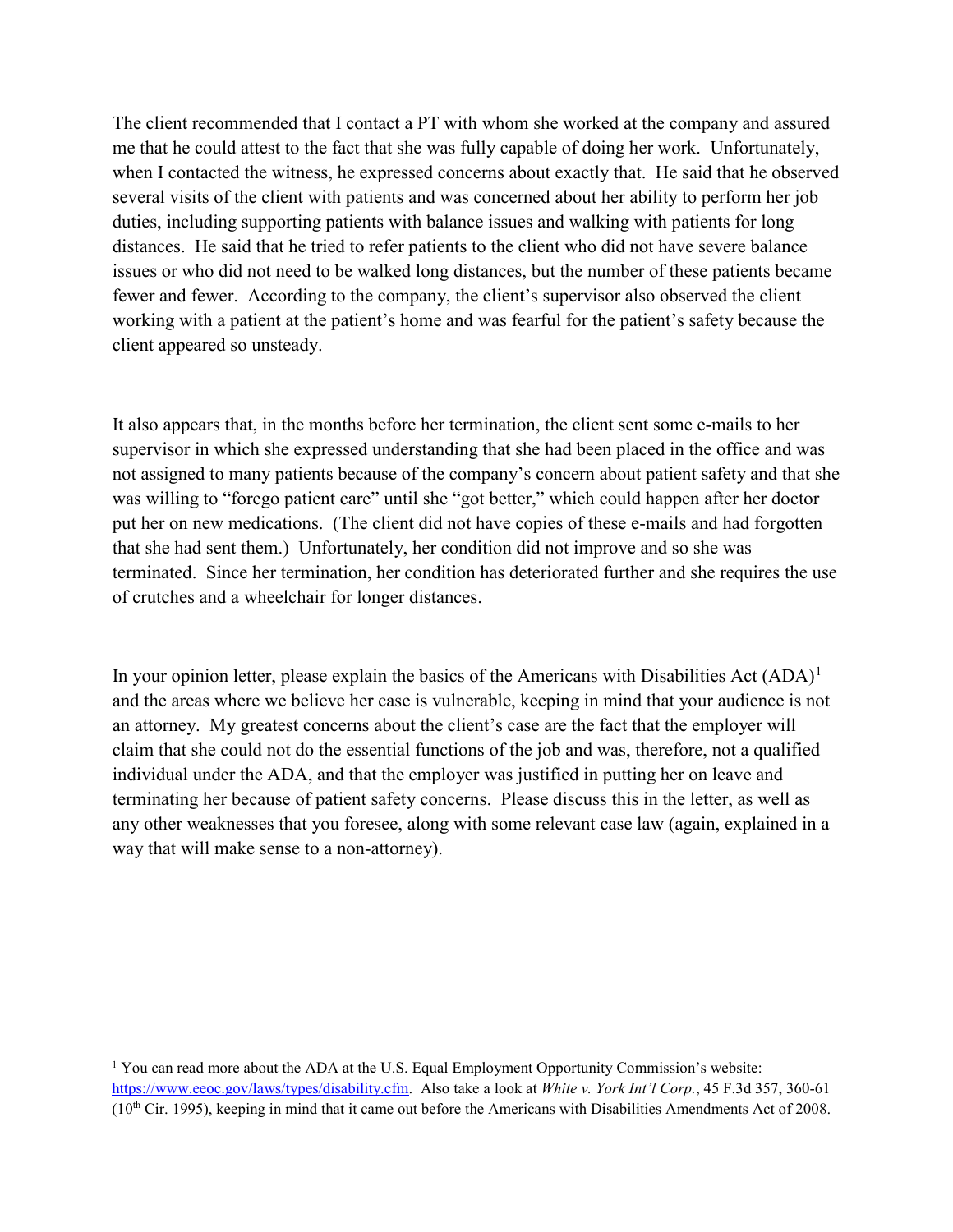The client recommended that I contact a PT with whom she worked at the company and assured me that he could attest to the fact that she was fully capable of doing her work. Unfortunately, when I contacted the witness, he expressed concerns about exactly that. He said that he observed several visits of the client with patients and was concerned about her ability to perform her job duties, including supporting patients with balance issues and walking with patients for long distances. He said that he tried to refer patients to the client who did not have severe balance issues or who did not need to be walked long distances, but the number of these patients became fewer and fewer. According to the company, the client's supervisor also observed the client working with a patient at the patient's home and was fearful for the patient's safety because the client appeared so unsteady.

It also appears that, in the months before her termination, the client sent some e-mails to her supervisor in which she expressed understanding that she had been placed in the office and was not assigned to many patients because of the company's concern about patient safety and that she was willing to "forego patient care" until she "got better," which could happen after her doctor put her on new medications. (The client did not have copies of these e-mails and had forgotten that she had sent them.) Unfortunately, her condition did not improve and so she was terminated. Since her termination, her condition has deteriorated further and she requires the use of crutches and a wheelchair for longer distances.

In your opinion letter, please explain the basics of the Americans with Disabilities Act (ADA)[1] and the areas where we believe her case is vulnerable, keeping in mind that your audience is not an attorney. My greatest concerns about the client's case are the fact that the employer will claim that she could not do the essential functions of the job and was, therefore, not a qualified individual under the ADA, and that the employer was justified in putting her on leave and terminating her because of patient safety concerns. Please discuss this in the letter, as well as any other weaknesses that you foresee, along with some relevant case law (again, explained in a way that will make sense to a non-attorney).

---

[1] You can read more about the ADA at the U.S. Equal Employment Opportunity Commission's website: https://www.eeoc.gov/laws/types/disability.cfm. Also take a look at *White v. York Int'l Corp.*, 45 F.3d 357, 360-61 (10th Cir. 1995), keeping in mind that it came out before the Americans with Disabilities Amendments Act of 2008.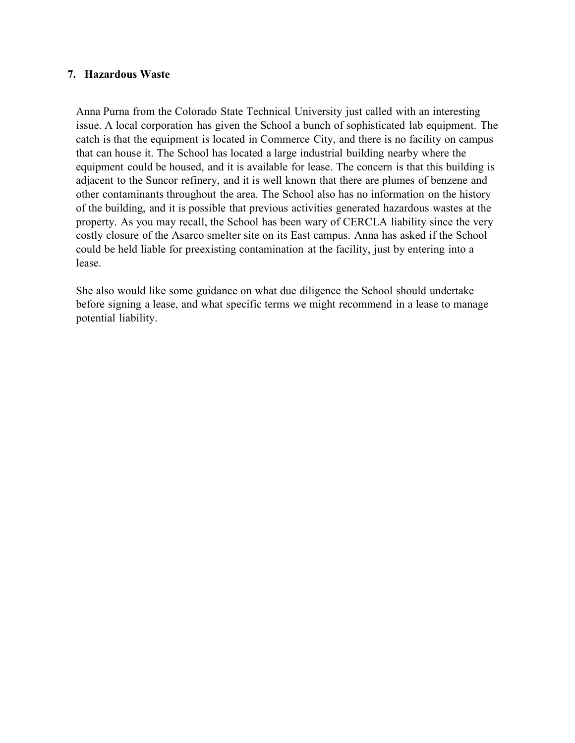## 7. Hazardous Waste

Anna Purna from the Colorado State Technical University just called with an interesting issue. A local corporation has given the School a bunch of sophisticated lab equipment. The catch is that the equipment is located in Commerce City, and there is no facility on campus that can house it. The School has located a large industrial building nearby where the equipment could be housed, and it is available for lease. The concern is that this building is adjacent to the Suncor refinery, and it is well known that there are plumes of benzene and other contaminants throughout the area. The School also has no information on the history of the building, and it is possible that previous activities generated hazardous wastes at the property. As you may recall, the School has been wary of CERCLA liability since the very costly closure of the Asarco smelter site on its East campus. Anna has asked if the School could be held liable for preexisting contamination at the facility, just by entering into a lease.

She also would like some guidance on what due diligence the School should undertake before signing a lease, and what specific terms we might recommend in a lease to manage potential liability.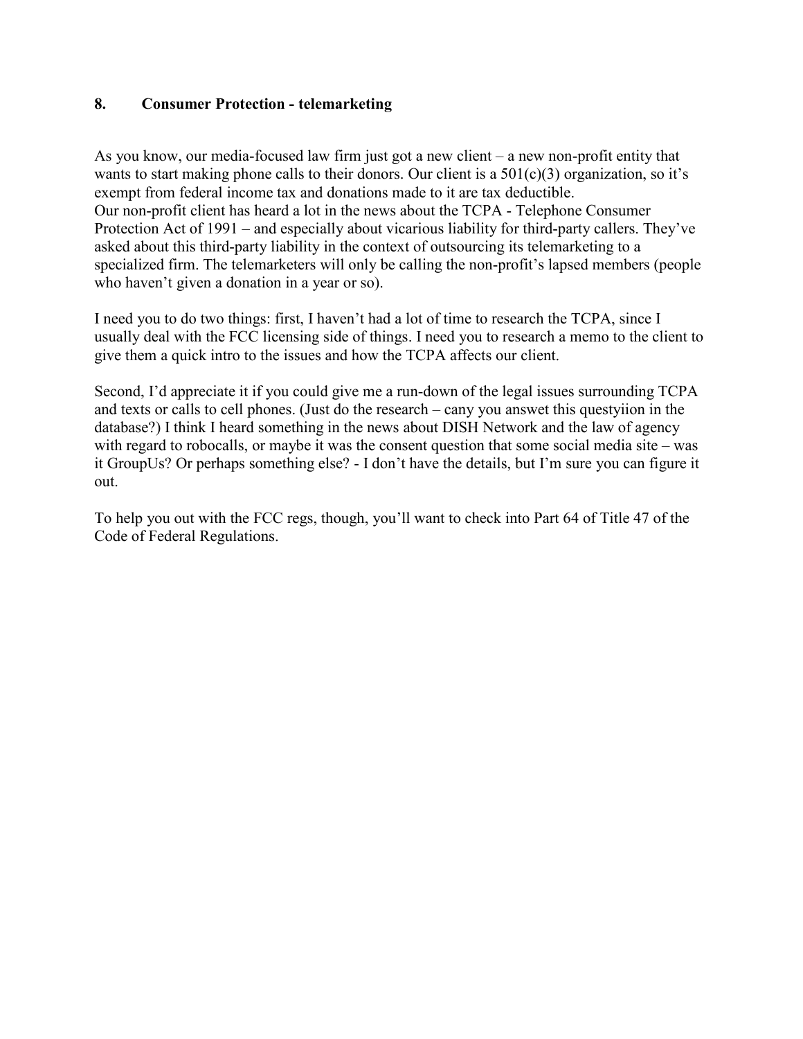## 8. Consumer Protection - telemarketing

As you know, our media-focused law firm just got a new client – a new non-profit entity that wants to start making phone calls to their donors. Our client is a 501(c)(3) organization, so it's exempt from federal income tax and donations made to it are tax deductible.
Our non-profit client has heard a lot in the news about the TCPA - Telephone Consumer Protection Act of 1991 – and especially about vicarious liability for third-party callers. They've asked about this third-party liability in the context of outsourcing its telemarketing to a specialized firm. The telemarketers will only be calling the non-profit's lapsed members (people who haven't given a donation in a year or so).

I need you to do two things: first, I haven't had a lot of time to research the TCPA, since I usually deal with the FCC licensing side of things. I need you to research a memo to the client to give them a quick intro to the issues and how the TCPA affects our client.

Second, I'd appreciate it if you could give me a run-down of the legal issues surrounding TCPA and texts or calls to cell phones. (Just do the research – cany you answet this questyiion in the database?) I think I heard something in the news about DISH Network and the law of agency with regard to robocalls, or maybe it was the consent question that some social media site – was it GroupUs? Or perhaps something else? - I don't have the details, but I'm sure you can figure it out.

To help you out with the FCC regs, though, you'll want to check into Part 64 of Title 47 of the Code of Federal Regulations.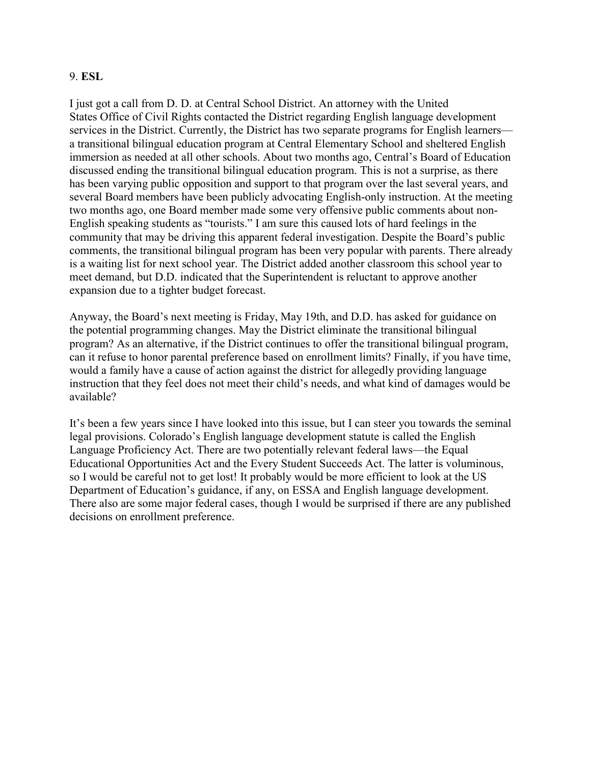9. **ESL**

I just got a call from D. D. at Central School District. An attorney with the United States Office of Civil Rights contacted the District regarding English language development services in the District. Currently, the District has two separate programs for English learners—a transitional bilingual education program at Central Elementary School and sheltered English immersion as needed at all other schools. About two months ago, Central's Board of Education discussed ending the transitional bilingual education program. This is not a surprise, as there has been varying public opposition and support to that program over the last several years, and several Board members have been publicly advocating English-only instruction. At the meeting two months ago, one Board member made some very offensive public comments about non-English speaking students as "tourists." I am sure this caused lots of hard feelings in the community that may be driving this apparent federal investigation. Despite the Board's public comments, the transitional bilingual program has been very popular with parents. There already is a waiting list for next school year. The District added another classroom this school year to meet demand, but D.D. indicated that the Superintendent is reluctant to approve another expansion due to a tighter budget forecast.

Anyway, the Board's next meeting is Friday, May 19th, and D.D. has asked for guidance on the potential programming changes. May the District eliminate the transitional bilingual program? As an alternative, if the District continues to offer the transitional bilingual program, can it refuse to honor parental preference based on enrollment limits? Finally, if you have time, would a family have a cause of action against the district for allegedly providing language instruction that they feel does not meet their child's needs, and what kind of damages would be available?

It's been a few years since I have looked into this issue, but I can steer you towards the seminal legal provisions. Colorado's English language development statute is called the English Language Proficiency Act. There are two potentially relevant federal laws—the Equal Educational Opportunities Act and the Every Student Succeeds Act. The latter is voluminous, so I would be careful not to get lost! It probably would be more efficient to look at the US Department of Education's guidance, if any, on ESSA and English language development. There also are some major federal cases, though I would be surprised if there are any published decisions on enrollment preference.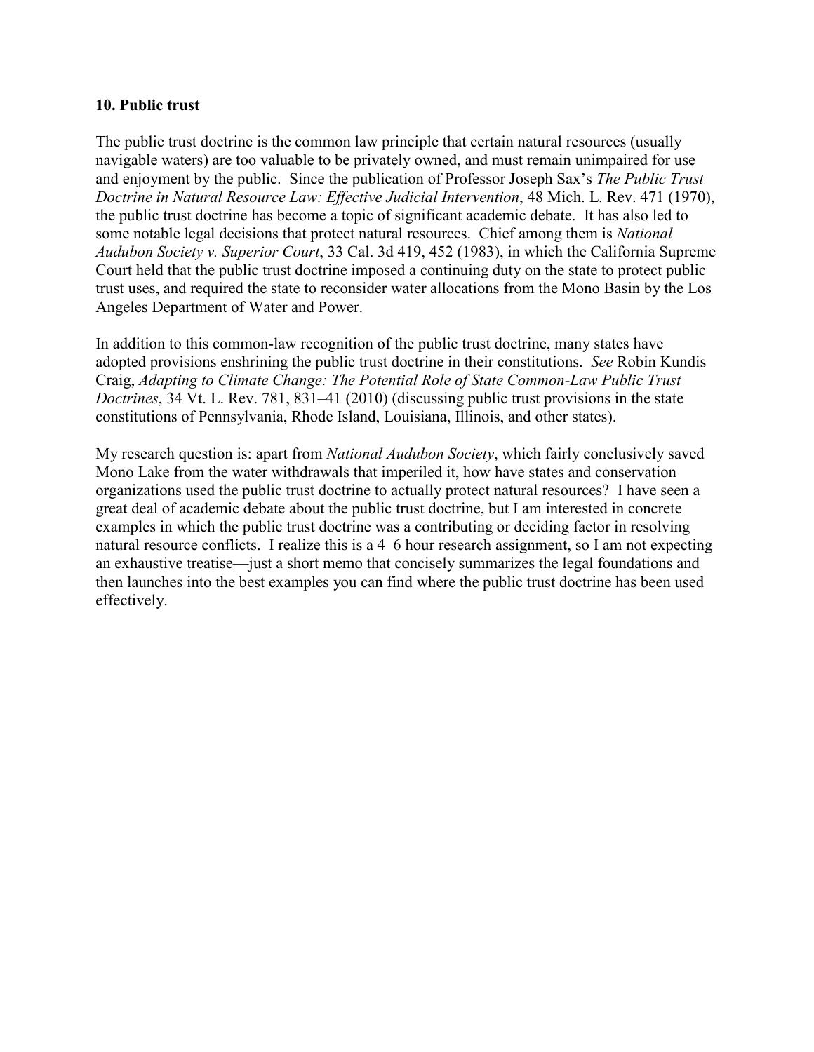**10. Public trust**

The public trust doctrine is the common law principle that certain natural resources (usually navigable waters) are too valuable to be privately owned, and must remain unimpaired for use and enjoyment by the public. Since the publication of Professor Joseph Sax's *The Public Trust Doctrine in Natural Resource Law: Effective Judicial Intervention*, 48 Mich. L. Rev. 471 (1970), the public trust doctrine has become a topic of significant academic debate. It has also led to some notable legal decisions that protect natural resources. Chief among them is *National Audubon Society v. Superior Court*, 33 Cal. 3d 419, 452 (1983), in which the California Supreme Court held that the public trust doctrine imposed a continuing duty on the state to protect public trust uses, and required the state to reconsider water allocations from the Mono Basin by the Los Angeles Department of Water and Power.

In addition to this common-law recognition of the public trust doctrine, many states have adopted provisions enshrining the public trust doctrine in their constitutions. *See* Robin Kundis Craig, *Adapting to Climate Change: The Potential Role of State Common-Law Public Trust Doctrines*, 34 Vt. L. Rev. 781, 831–41 (2010) (discussing public trust provisions in the state constitutions of Pennsylvania, Rhode Island, Louisiana, Illinois, and other states).

My research question is: apart from *National Audubon Society*, which fairly conclusively saved Mono Lake from the water withdrawals that imperiled it, how have states and conservation organizations used the public trust doctrine to actually protect natural resources? I have seen a great deal of academic debate about the public trust doctrine, but I am interested in concrete examples in which the public trust doctrine was a contributing or deciding factor in resolving natural resource conflicts. I realize this is a 4–6 hour research assignment, so I am not expecting an exhaustive treatise—just a short memo that concisely summarizes the legal foundations and then launches into the best examples you can find where the public trust doctrine has been used effectively.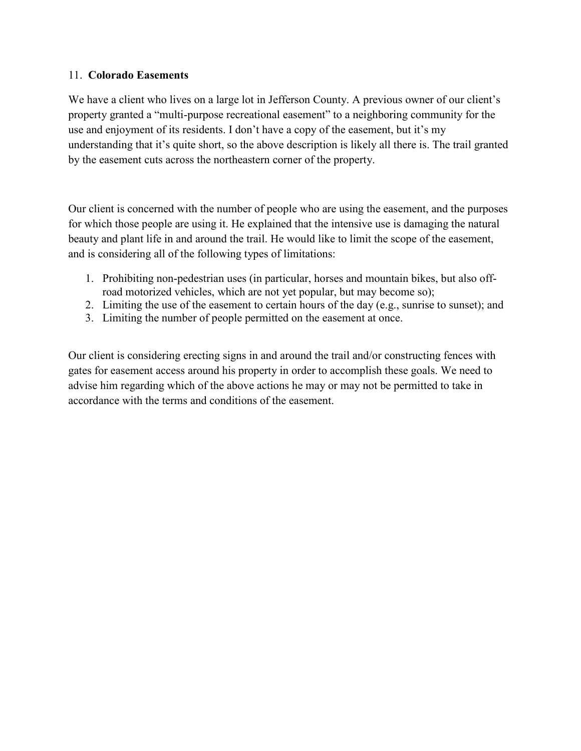11. **Colorado Easements**

We have a client who lives on a large lot in Jefferson County. A previous owner of our client's property granted a "multi-purpose recreational easement" to a neighboring community for the use and enjoyment of its residents. I don't have a copy of the easement, but it's my understanding that it's quite short, so the above description is likely all there is. The trail granted by the easement cuts across the northeastern corner of the property.

Our client is concerned with the number of people who are using the easement, and the purposes for which those people are using it. He explained that the intensive use is damaging the natural beauty and plant life in and around the trail. He would like to limit the scope of the easement, and is considering all of the following types of limitations:

1. Prohibiting non-pedestrian uses (in particular, horses and mountain bikes, but also off-road motorized vehicles, which are not yet popular, but may become so);
2. Limiting the use of the easement to certain hours of the day (e.g., sunrise to sunset); and
3. Limiting the number of people permitted on the easement at once.

Our client is considering erecting signs in and around the trail and/or constructing fences with gates for easement access around his property in order to accomplish these goals. We need to advise him regarding which of the above actions he may or may not be permitted to take in accordance with the terms and conditions of the easement.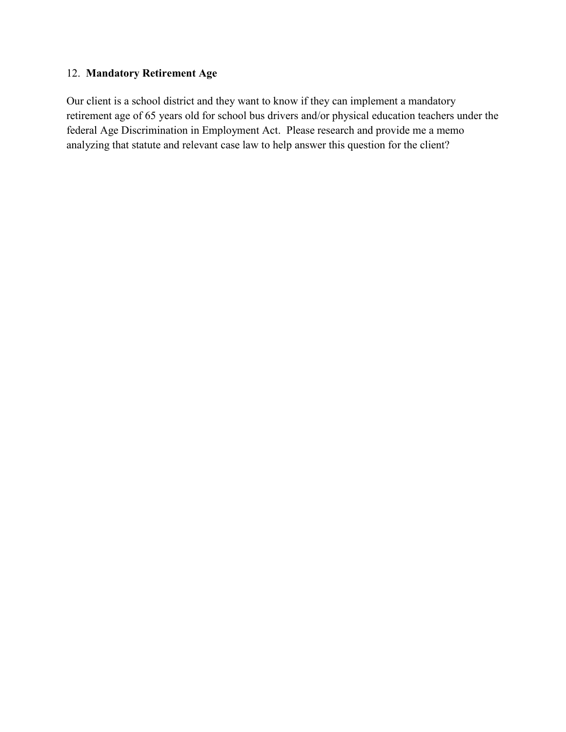12. **Mandatory Retirement Age**

Our client is a school district and they want to know if they can implement a mandatory retirement age of 65 years old for school bus drivers and/or physical education teachers under the federal Age Discrimination in Employment Act. Please research and provide me a memo analyzing that statute and relevant case law to help answer this question for the client?